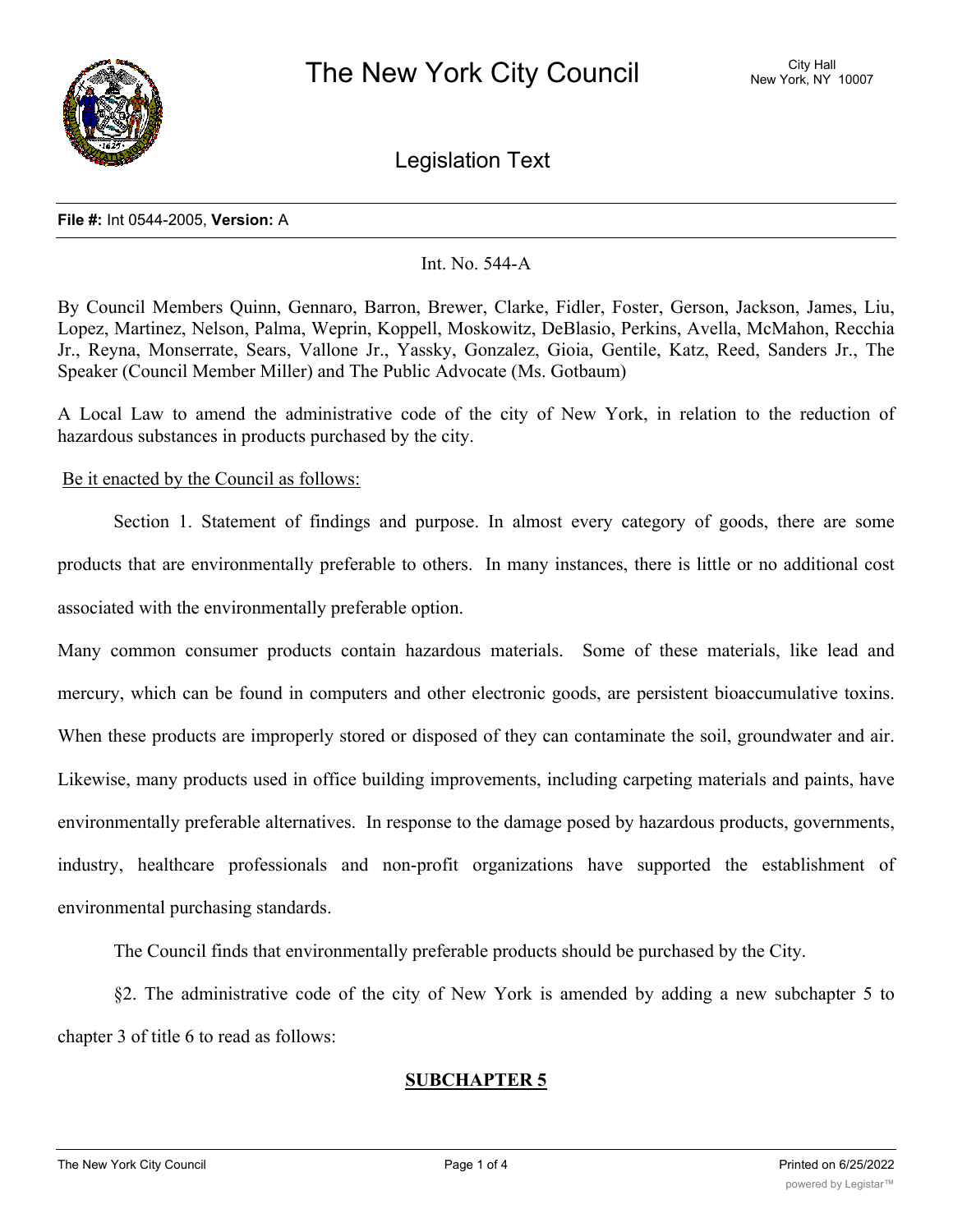# The New York City Council

City Hall
New York, NY 10007

## Legislation Text

**File #:** Int 0544-2005, **Version:** A

Int. No. 544-A

By Council Members Quinn, Gennaro, Barron, Brewer, Clarke, Fidler, Foster, Gerson, Jackson, James, Liu, Lopez, Martinez, Nelson, Palma, Weprin, Koppell, Moskowitz, DeBlasio, Perkins, Avella, McMahon, Recchia Jr., Reyna, Monserrate, Sears, Vallone Jr., Yassky, Gonzalez, Gioia, Gentile, Katz, Reed, Sanders Jr., The Speaker (Council Member Miller) and The Public Advocate (Ms. Gotbaum)

A Local Law to amend the administrative code of the city of New York, in relation to the reduction of hazardous substances in products purchased by the city.

Be it enacted by the Council as follows:

Section 1. Statement of findings and purpose. In almost every category of goods, there are some products that are environmentally preferable to others. In many instances, there is little or no additional cost associated with the environmentally preferable option.

Many common consumer products contain hazardous materials. Some of these materials, like lead and mercury, which can be found in computers and other electronic goods, are persistent bioaccumulative toxins. When these products are improperly stored or disposed of they can contaminate the soil, groundwater and air. Likewise, many products used in office building improvements, including carpeting materials and paints, have environmentally preferable alternatives. In response to the damage posed by hazardous products, governments, industry, healthcare professionals and non-profit organizations have supported the establishment of environmental purchasing standards.

The Council finds that environmentally preferable products should be purchased by the City.

§2. The administrative code of the city of New York is amended by adding a new subchapter 5 to chapter 3 of title 6 to read as follows:

**SUBCHAPTER 5**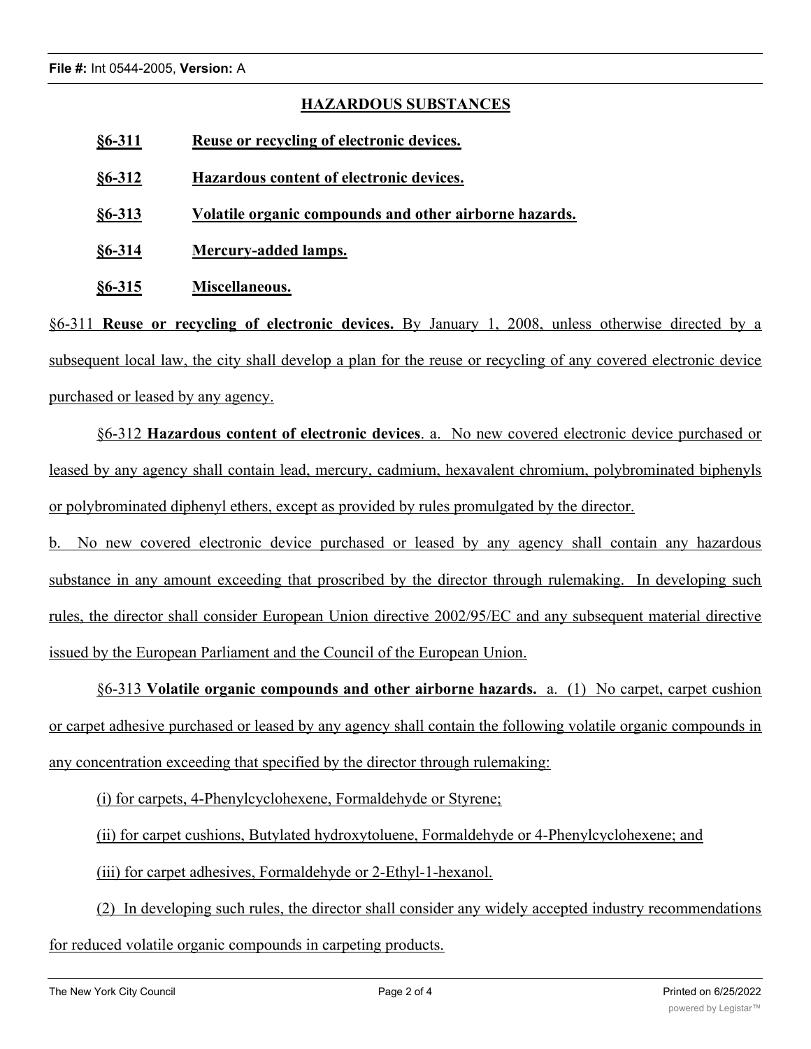**HAZARDOUS SUBSTANCES**

**§6-311 Reuse or recycling of electronic devices.**

**§6-312 Hazardous content of electronic devices.**

**§6-313 Volatile organic compounds and other airborne hazards.**

**§6-314 Mercury-added lamps.**

**§6-315 Miscellaneous.**

§6-311 **Reuse or recycling of electronic devices.** By January 1, 2008, unless otherwise directed by a subsequent local law, the city shall develop a plan for the reuse or recycling of any covered electronic device purchased or leased by any agency.

§6-312 **Hazardous content of electronic devices**. a. No new covered electronic device purchased or leased by any agency shall contain lead, mercury, cadmium, hexavalent chromium, polybrominated biphenyls or polybrominated diphenyl ethers, except as provided by rules promulgated by the director.

b. No new covered electronic device purchased or leased by any agency shall contain any hazardous substance in any amount exceeding that proscribed by the director through rulemaking. In developing such rules, the director shall consider European Union directive 2002/95/EC and any subsequent material directive issued by the European Parliament and the Council of the European Union.

§6-313 **Volatile organic compounds and other airborne hazards.** a. (1) No carpet, carpet cushion or carpet adhesive purchased or leased by any agency shall contain the following volatile organic compounds in any concentration exceeding that specified by the director through rulemaking:

(i) for carpets, 4-Phenylcyclohexene, Formaldehyde or Styrene;

(ii) for carpet cushions, Butylated hydroxytoluene, Formaldehyde or 4-Phenylcyclohexene; and

(iii) for carpet adhesives, Formaldehyde or 2-Ethyl-1-hexanol.

(2) In developing such rules, the director shall consider any widely accepted industry recommendations for reduced volatile organic compounds in carpeting products.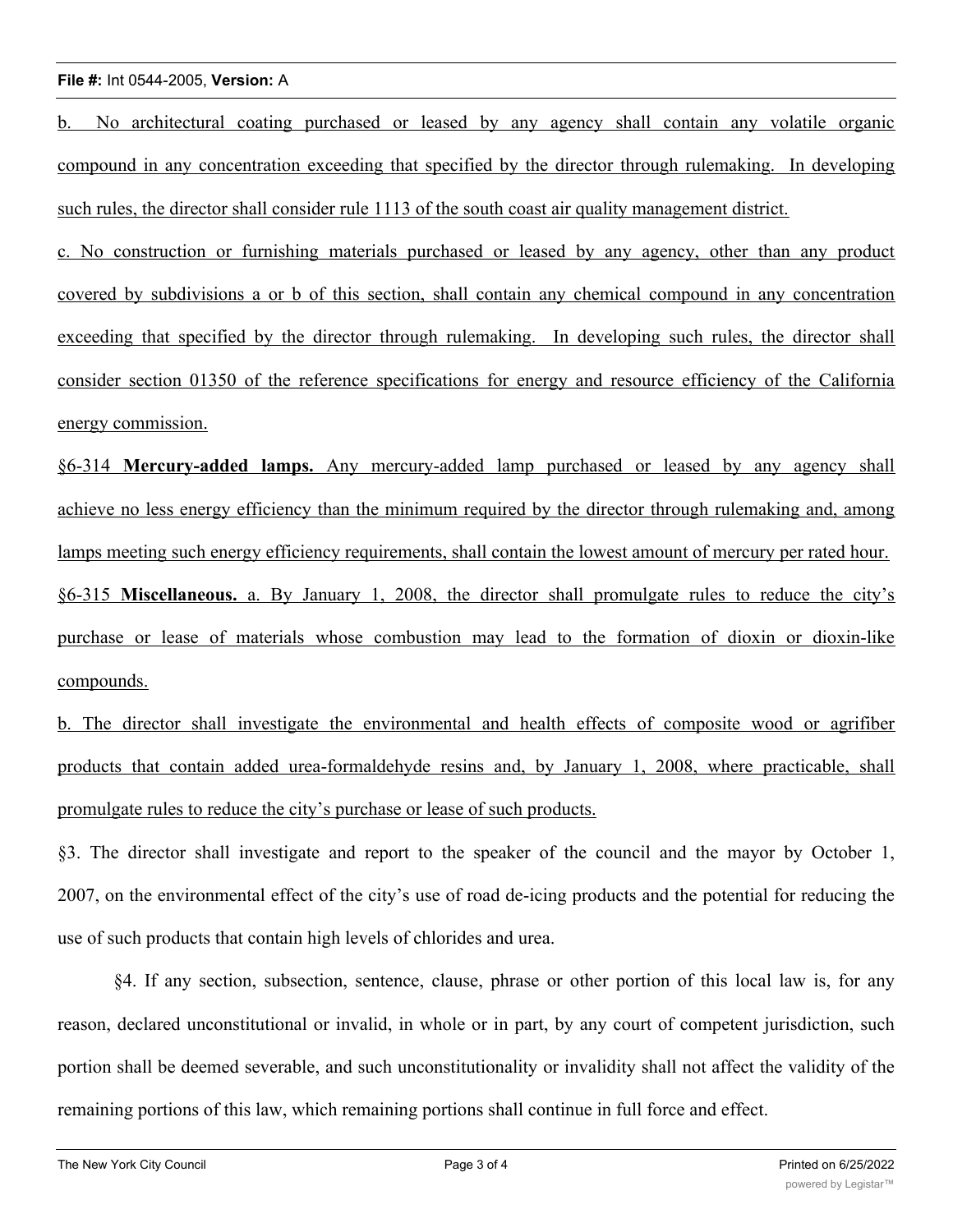b. No architectural coating purchased or leased by any agency shall contain any volatile organic compound in any concentration exceeding that specified by the director through rulemaking. In developing such rules, the director shall consider rule 1113 of the south coast air quality management district.

c. No construction or furnishing materials purchased or leased by any agency, other than any product covered by subdivisions a or b of this section, shall contain any chemical compound in any concentration exceeding that specified by the director through rulemaking. In developing such rules, the director shall consider section 01350 of the reference specifications for energy and resource efficiency of the California energy commission.

§6-314 **Mercury-added lamps.** Any mercury-added lamp purchased or leased by any agency shall achieve no less energy efficiency than the minimum required by the director through rulemaking and, among lamps meeting such energy efficiency requirements, shall contain the lowest amount of mercury per rated hour.

§6-315 **Miscellaneous.** a. By January 1, 2008, the director shall promulgate rules to reduce the city's purchase or lease of materials whose combustion may lead to the formation of dioxin or dioxin-like compounds.

b. The director shall investigate the environmental and health effects of composite wood or agrifiber products that contain added urea-formaldehyde resins and, by January 1, 2008, where practicable, shall promulgate rules to reduce the city's purchase or lease of such products.

§3. The director shall investigate and report to the speaker of the council and the mayor by October 1, 2007, on the environmental effect of the city's use of road de-icing products and the potential for reducing the use of such products that contain high levels of chlorides and urea.

§4. If any section, subsection, sentence, clause, phrase or other portion of this local law is, for any reason, declared unconstitutional or invalid, in whole or in part, by any court of competent jurisdiction, such portion shall be deemed severable, and such unconstitutionality or invalidity shall not affect the validity of the remaining portions of this law, which remaining portions shall continue in full force and effect.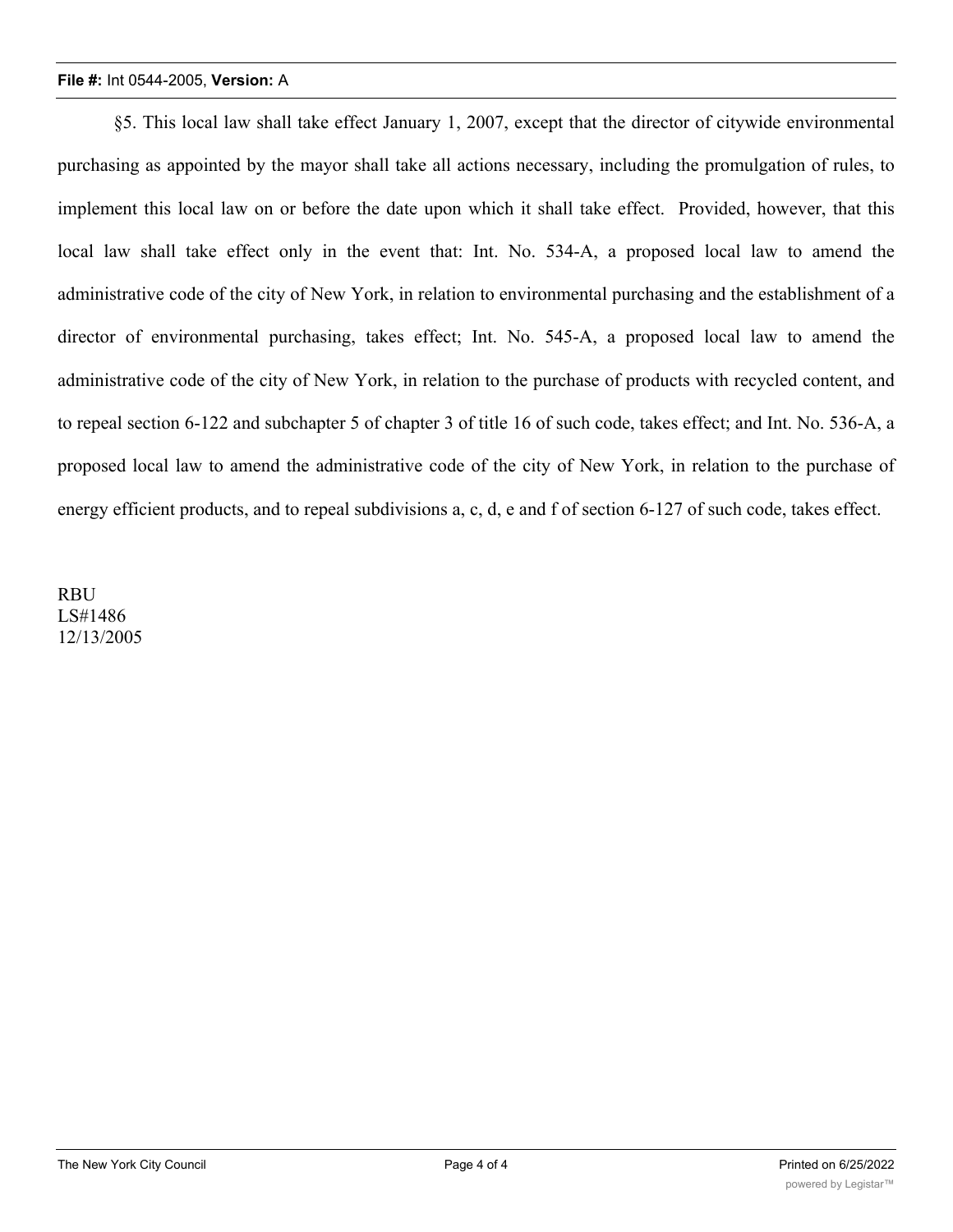§5. This local law shall take effect January 1, 2007, except that the director of citywide environmental purchasing as appointed by the mayor shall take all actions necessary, including the promulgation of rules, to implement this local law on or before the date upon which it shall take effect. Provided, however, that this local law shall take effect only in the event that: Int. No. 534-A, a proposed local law to amend the administrative code of the city of New York, in relation to environmental purchasing and the establishment of a director of environmental purchasing, takes effect; Int. No. 545-A, a proposed local law to amend the administrative code of the city of New York, in relation to the purchase of products with recycled content, and to repeal section 6-122 and subchapter 5 of chapter 3 of title 16 of such code, takes effect; and Int. No. 536-A, a proposed local law to amend the administrative code of the city of New York, in relation to the purchase of energy efficient products, and to repeal subdivisions a, c, d, e and f of section 6-127 of such code, takes effect.

RBU
LS#1486
12/13/2005